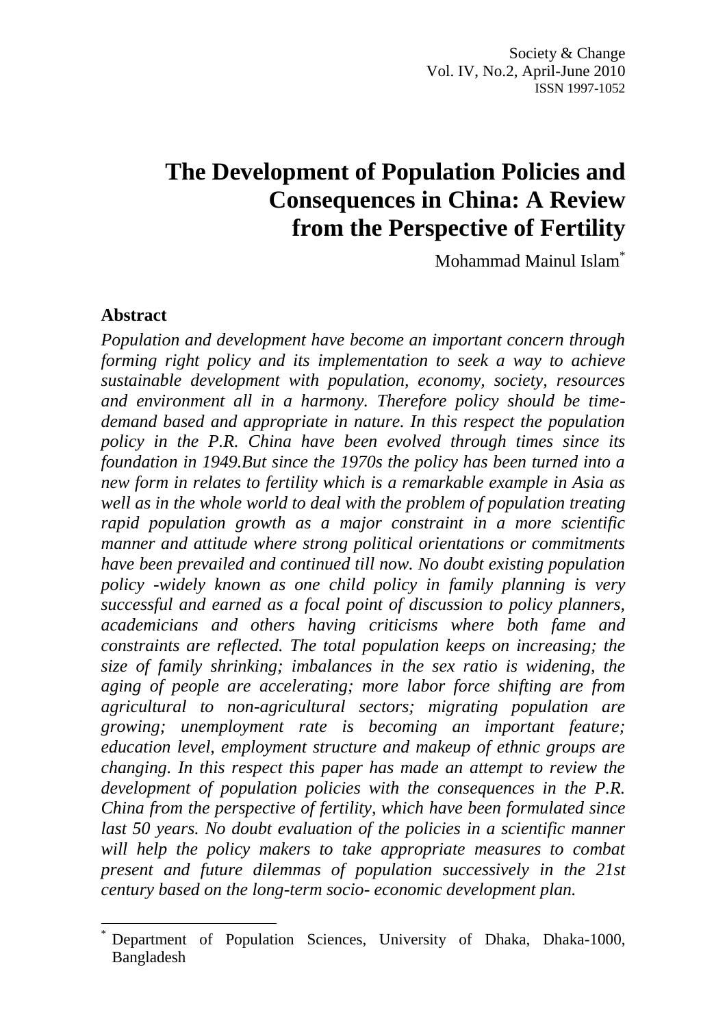# The Development of Population Policies and Consequences in China: A Review from the Perspective of Fertility

Mohammad Mainul Islam[*]

## Abstract

*Population and development have become an important concern through forming right policy and its implementation to seek a way to achieve sustainable development with population, economy, society, resources and environment all in a harmony. Therefore policy should be time-demand based and appropriate in nature. In this respect the population policy in the P.R. China have been evolved through times since its foundation in 1949.But since the 1970s the policy has been turned into a new form in relates to fertility which is a remarkable example in Asia as well as in the whole world to deal with the problem of population treating rapid population growth as a major constraint in a more scientific manner and attitude where strong political orientations or commitments have been prevailed and continued till now. No doubt existing population policy -widely known as one child policy in family planning is very successful and earned as a focal point of discussion to policy planners, academicians and others having criticisms where both fame and constraints are reflected. The total population keeps on increasing; the size of family shrinking; imbalances in the sex ratio is widening, the aging of people are accelerating; more labor force shifting are from agricultural to non-agricultural sectors; migrating population are growing; unemployment rate is becoming an important feature; education level, employment structure and makeup of ethnic groups are changing. In this respect this paper has made an attempt to review the development of population policies with the consequences in the P.R. China from the perspective of fertility, which have been formulated since last 50 years. No doubt evaluation of the policies in a scientific manner will help the policy makers to take appropriate measures to combat present and future dilemmas of population successively in the 21st century based on the long-term socio- economic development plan.*

---

[*] Department of Population Sciences, University of Dhaka, Dhaka-1000, Bangladesh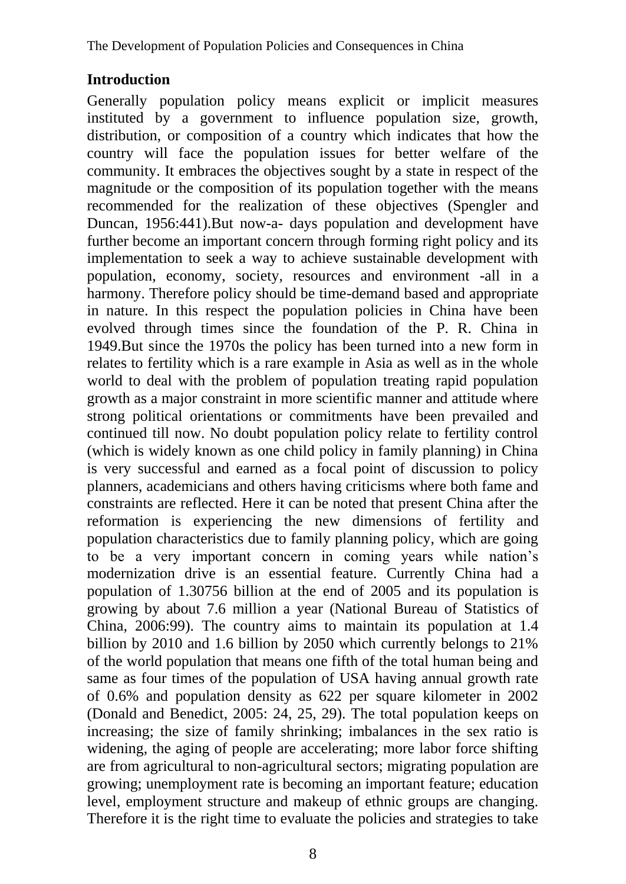## Introduction

Generally population policy means explicit or implicit measures instituted by a government to influence population size, growth, distribution, or composition of a country which indicates that how the country will face the population issues for better welfare of the community. It embraces the objectives sought by a state in respect of the magnitude or the composition of its population together with the means recommended for the realization of these objectives (Spengler and Duncan, 1956:441).But now-a- days population and development have further become an important concern through forming right policy and its implementation to seek a way to achieve sustainable development with population, economy, society, resources and environment -all in a harmony. Therefore policy should be time-demand based and appropriate in nature. In this respect the population policies in China have been evolved through times since the foundation of the P. R. China in 1949.But since the 1970s the policy has been turned into a new form in relates to fertility which is a rare example in Asia as well as in the whole world to deal with the problem of population treating rapid population growth as a major constraint in more scientific manner and attitude where strong political orientations or commitments have been prevailed and continued till now. No doubt population policy relate to fertility control (which is widely known as one child policy in family planning) in China is very successful and earned as a focal point of discussion to policy planners, academicians and others having criticisms where both fame and constraints are reflected. Here it can be noted that present China after the reformation is experiencing the new dimensions of fertility and population characteristics due to family planning policy, which are going to be a very important concern in coming years while nation's modernization drive is an essential feature. Currently China had a population of 1.30756 billion at the end of 2005 and its population is growing by about 7.6 million a year (National Bureau of Statistics of China, 2006:99). The country aims to maintain its population at 1.4 billion by 2010 and 1.6 billion by 2050 which currently belongs to 21% of the world population that means one fifth of the total human being and same as four times of the population of USA having annual growth rate of 0.6% and population density as 622 per square kilometer in 2002 (Donald and Benedict, 2005: 24, 25, 29). The total population keeps on increasing; the size of family shrinking; imbalances in the sex ratio is widening, the aging of people are accelerating; more labor force shifting are from agricultural to non-agricultural sectors; migrating population are growing; unemployment rate is becoming an important feature; education level, employment structure and makeup of ethnic groups are changing. Therefore it is the right time to evaluate the policies and strategies to take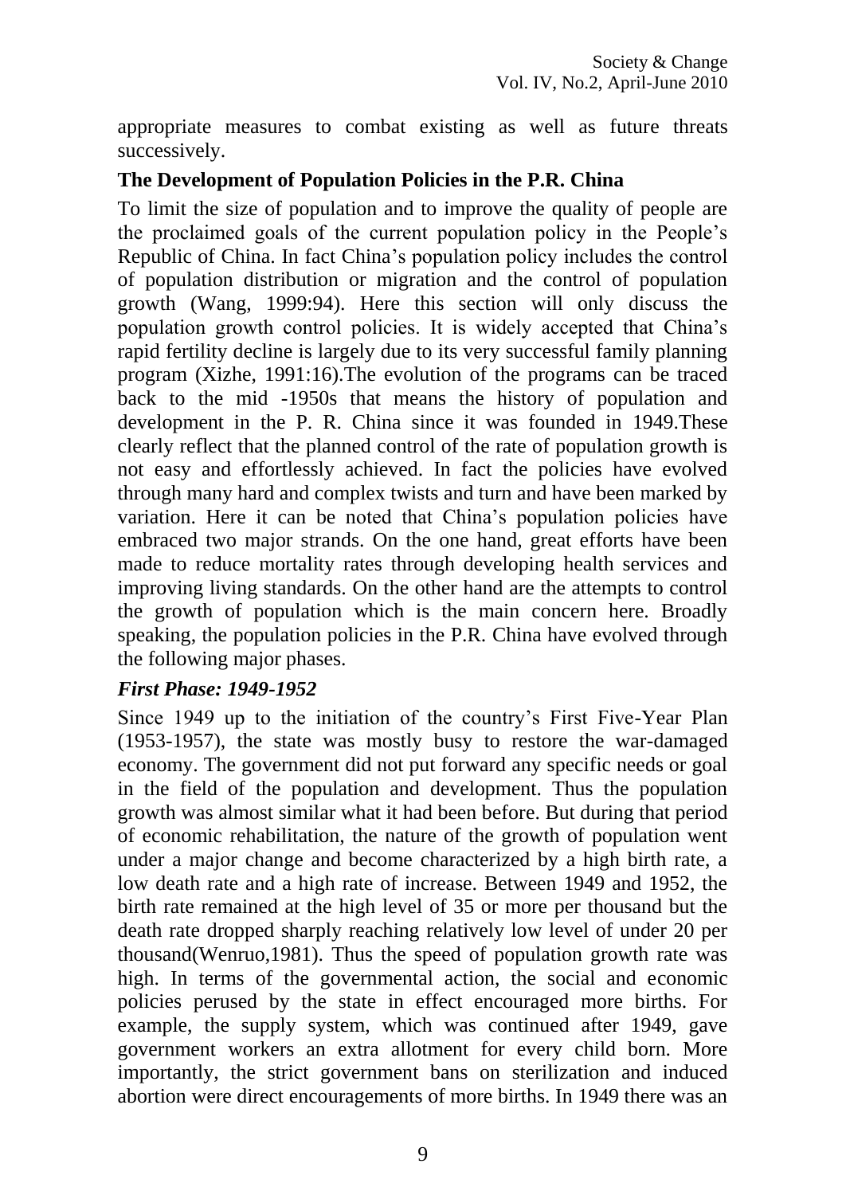appropriate measures to combat existing as well as future threats successively.

## The Development of Population Policies in the P.R. China

To limit the size of population and to improve the quality of people are the proclaimed goals of the current population policy in the People's Republic of China. In fact China's population policy includes the control of population distribution or migration and the control of population growth (Wang, 1999:94). Here this section will only discuss the population growth control policies. It is widely accepted that China's rapid fertility decline is largely due to its very successful family planning program (Xizhe, 1991:16).The evolution of the programs can be traced back to the mid -1950s that means the history of population and development in the P. R. China since it was founded in 1949.These clearly reflect that the planned control of the rate of population growth is not easy and effortlessly achieved. In fact the policies have evolved through many hard and complex twists and turn and have been marked by variation. Here it can be noted that China's population policies have embraced two major strands. On the one hand, great efforts have been made to reduce mortality rates through developing health services and improving living standards. On the other hand are the attempts to control the growth of population which is the main concern here. Broadly speaking, the population policies in the P.R. China have evolved through the following major phases.

### *First Phase: 1949-1952*

Since 1949 up to the initiation of the country's First Five-Year Plan (1953-1957), the state was mostly busy to restore the war-damaged economy. The government did not put forward any specific needs or goal in the field of the population and development. Thus the population growth was almost similar what it had been before. But during that period of economic rehabilitation, the nature of the growth of population went under a major change and become characterized by a high birth rate, a low death rate and a high rate of increase. Between 1949 and 1952, the birth rate remained at the high level of 35 or more per thousand but the death rate dropped sharply reaching relatively low level of under 20 per thousand(Wenruo,1981). Thus the speed of population growth rate was high. In terms of the governmental action, the social and economic policies perused by the state in effect encouraged more births. For example, the supply system, which was continued after 1949, gave government workers an extra allotment for every child born. More importantly, the strict government bans on sterilization and induced abortion were direct encouragements of more births. In 1949 there was an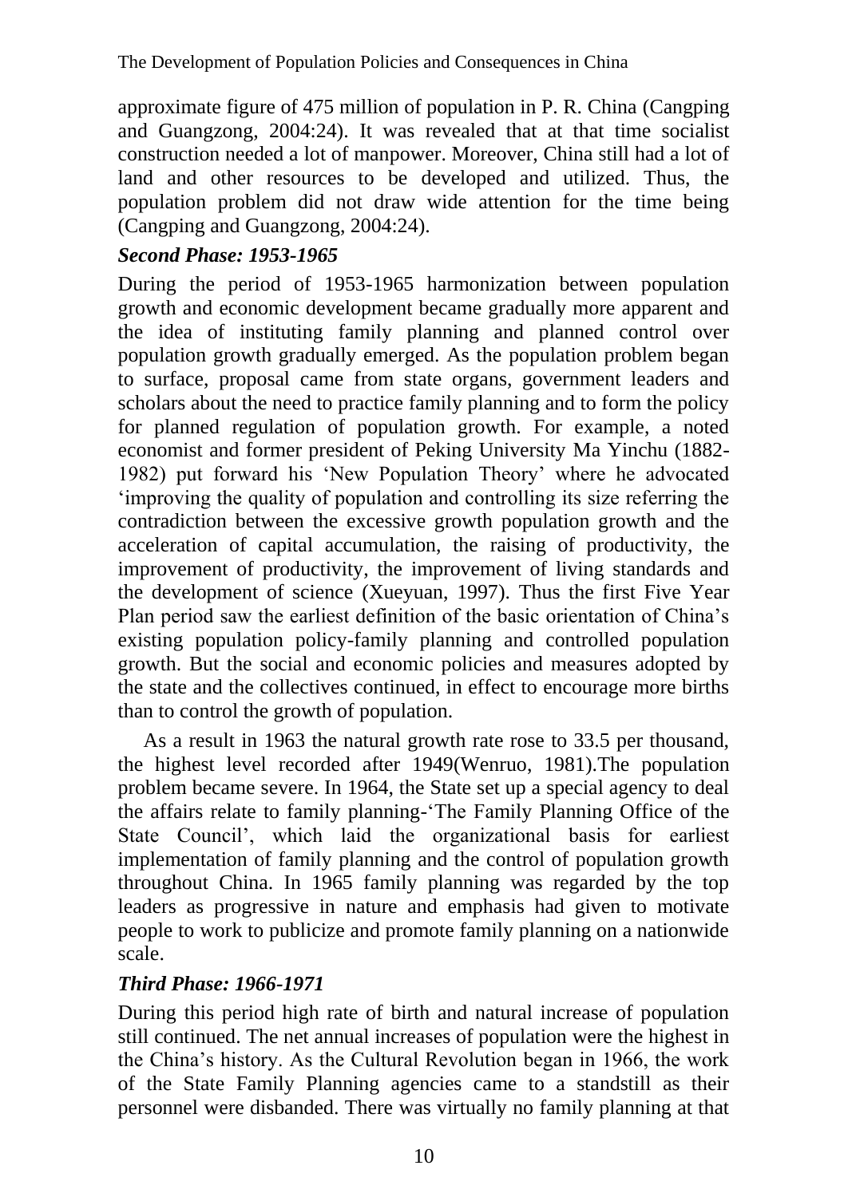approximate figure of 475 million of population in P. R. China (Cangping and Guangzong, 2004:24). It was revealed that at that time socialist construction needed a lot of manpower. Moreover, China still had a lot of land and other resources to be developed and utilized. Thus, the population problem did not draw wide attention for the time being (Cangping and Guangzong, 2004:24).

### *Second Phase: 1953-1965*

During the period of 1953-1965 harmonization between population growth and economic development became gradually more apparent and the idea of instituting family planning and planned control over population growth gradually emerged. As the population problem began to surface, proposal came from state organs, government leaders and scholars about the need to practice family planning and to form the policy for planned regulation of population growth. For example, a noted economist and former president of Peking University Ma Yinchu (1882-1982) put forward his 'New Population Theory' where he advocated 'improving the quality of population and controlling its size referring the contradiction between the excessive growth population growth and the acceleration of capital accumulation, the raising of productivity, the improvement of productivity, the improvement of living standards and the development of science (Xueyuan, 1997). Thus the first Five Year Plan period saw the earliest definition of the basic orientation of China's existing population policy-family planning and controlled population growth. But the social and economic policies and measures adopted by the state and the collectives continued, in effect to encourage more births than to control the growth of population.

As a result in 1963 the natural growth rate rose to 33.5 per thousand, the highest level recorded after 1949(Wenruo, 1981).The population problem became severe. In 1964, the State set up a special agency to deal the affairs relate to family planning-'The Family Planning Office of the State Council', which laid the organizational basis for earliest implementation of family planning and the control of population growth throughout China. In 1965 family planning was regarded by the top leaders as progressive in nature and emphasis had given to motivate people to work to publicize and promote family planning on a nationwide scale.

### *Third Phase: 1966-1971*

During this period high rate of birth and natural increase of population still continued. The net annual increases of population were the highest in the China's history. As the Cultural Revolution began in 1966, the work of the State Family Planning agencies came to a standstill as their personnel were disbanded. There was virtually no family planning at that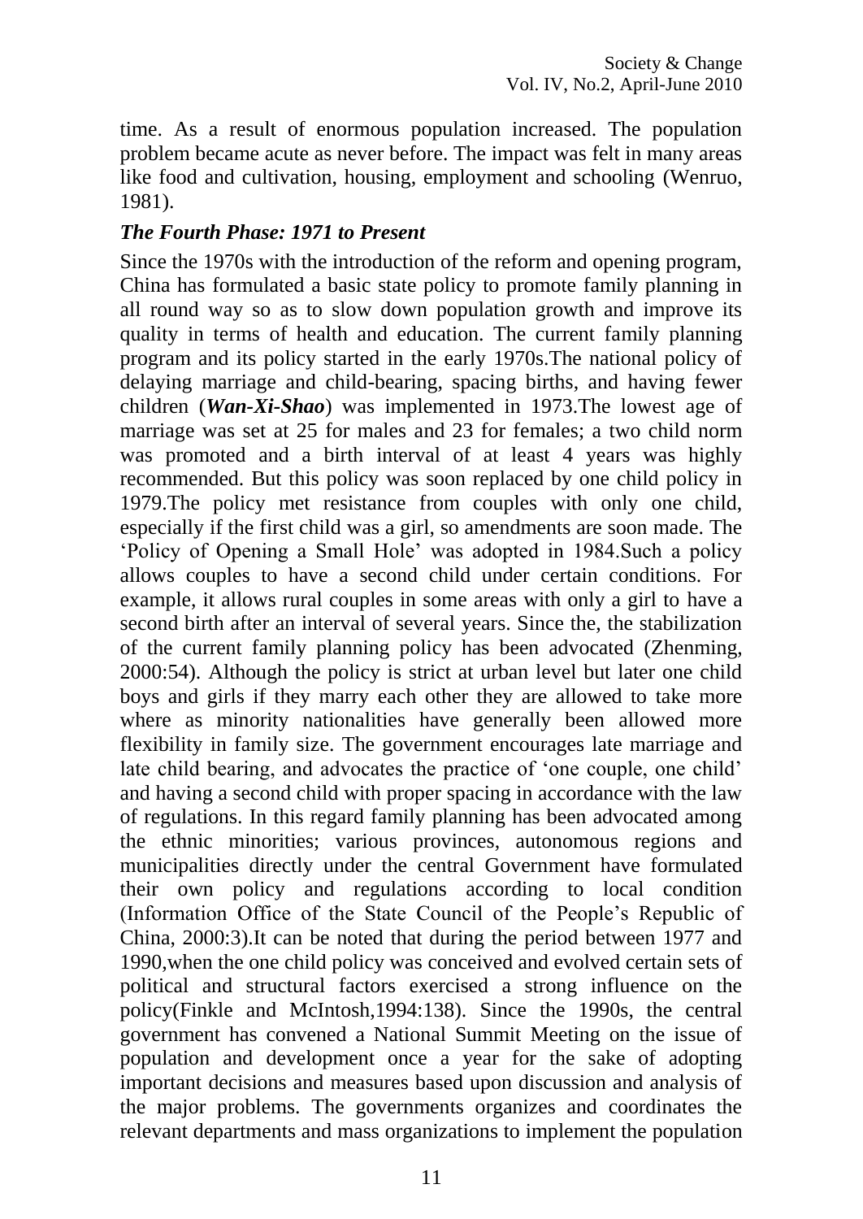time. As a result of enormous population increased. The population problem became acute as never before. The impact was felt in many areas like food and cultivation, housing, employment and schooling (Wenruo, 1981).

### *The Fourth Phase: 1971 to Present*

Since the 1970s with the introduction of the reform and opening program, China has formulated a basic state policy to promote family planning in all round way so as to slow down population growth and improve its quality in terms of health and education. The current family planning program and its policy started in the early 1970s.The national policy of delaying marriage and child-bearing, spacing births, and having fewer children (***Wan-Xi-Shao***) was implemented in 1973.The lowest age of marriage was set at 25 for males and 23 for females; a two child norm was promoted and a birth interval of at least 4 years was highly recommended. But this policy was soon replaced by one child policy in 1979.The policy met resistance from couples with only one child, especially if the first child was a girl, so amendments are soon made. The 'Policy of Opening a Small Hole' was adopted in 1984.Such a policy allows couples to have a second child under certain conditions. For example, it allows rural couples in some areas with only a girl to have a second birth after an interval of several years. Since the, the stabilization of the current family planning policy has been advocated (Zhenming, 2000:54). Although the policy is strict at urban level but later one child boys and girls if they marry each other they are allowed to take more where as minority nationalities have generally been allowed more flexibility in family size. The government encourages late marriage and late child bearing, and advocates the practice of 'one couple, one child' and having a second child with proper spacing in accordance with the law of regulations. In this regard family planning has been advocated among the ethnic minorities; various provinces, autonomous regions and municipalities directly under the central Government have formulated their own policy and regulations according to local condition (Information Office of the State Council of the People's Republic of China, 2000:3).It can be noted that during the period between 1977 and 1990,when the one child policy was conceived and evolved certain sets of political and structural factors exercised a strong influence on the policy(Finkle and McIntosh,1994:138). Since the 1990s, the central government has convened a National Summit Meeting on the issue of population and development once a year for the sake of adopting important decisions and measures based upon discussion and analysis of the major problems. The governments organizes and coordinates the relevant departments and mass organizations to implement the population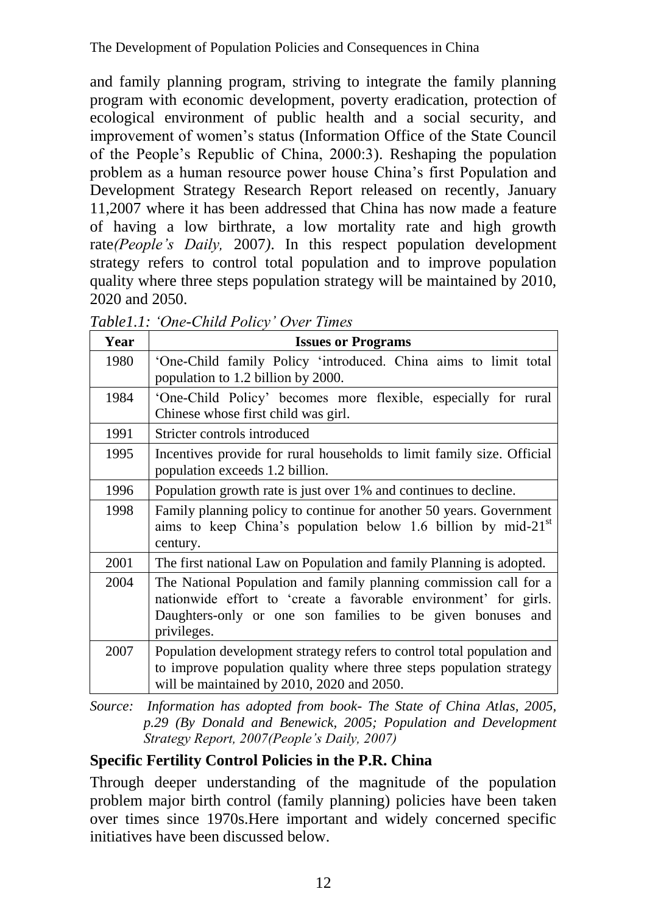and family planning program, striving to integrate the family planning program with economic development, poverty eradication, protection of ecological environment of public health and a social security, and improvement of women's status (Information Office of the State Council of the People's Republic of China, 2000:3). Reshaping the population problem as a human resource power house China's first Population and Development Strategy Research Report released on recently, January 11,2007 where it has been addressed that China has now made a feature of having a low birthrate, a low mortality rate and high growth rate*(People's Daily,* 2007*)*. In this respect population development strategy refers to control total population and to improve population quality where three steps population strategy will be maintained by 2010, 2020 and 2050.

*Table1.1: 'One-Child Policy' Over Times*

| Year | Issues or Programs |
|---|---|
| 1980 | 'One-Child family Policy 'introduced. China aims to limit total population to 1.2 billion by 2000. |
| 1984 | 'One-Child Policy' becomes more flexible, especially for rural Chinese whose first child was girl. |
| 1991 | Stricter controls introduced |
| 1995 | Incentives provide for rural households to limit family size. Official population exceeds 1.2 billion. |
| 1996 | Population growth rate is just over 1% and continues to decline. |
| 1998 | Family planning policy to continue for another 50 years. Government aims to keep China's population below 1.6 billion by mid-21st century. |
| 2001 | The first national Law on Population and family Planning is adopted. |
| 2004 | The National Population and family planning commission call for a nationwide effort to 'create a favorable environment' for girls. Daughters-only or one son families to be given bonuses and privileges. |
| 2007 | Population development strategy refers to control total population and to improve population quality where three steps population strategy will be maintained by 2010, 2020 and 2050. |

*Source: Information has adopted from book- The State of China Atlas, 2005, p.29 (By Donald and Benewick, 2005; Population and Development Strategy Report, 2007(People's Daily, 2007)*

## Specific Fertility Control Policies in the P.R. China

Through deeper understanding of the magnitude of the population problem major birth control (family planning) policies have been taken over times since 1970s.Here important and widely concerned specific initiatives have been discussed below.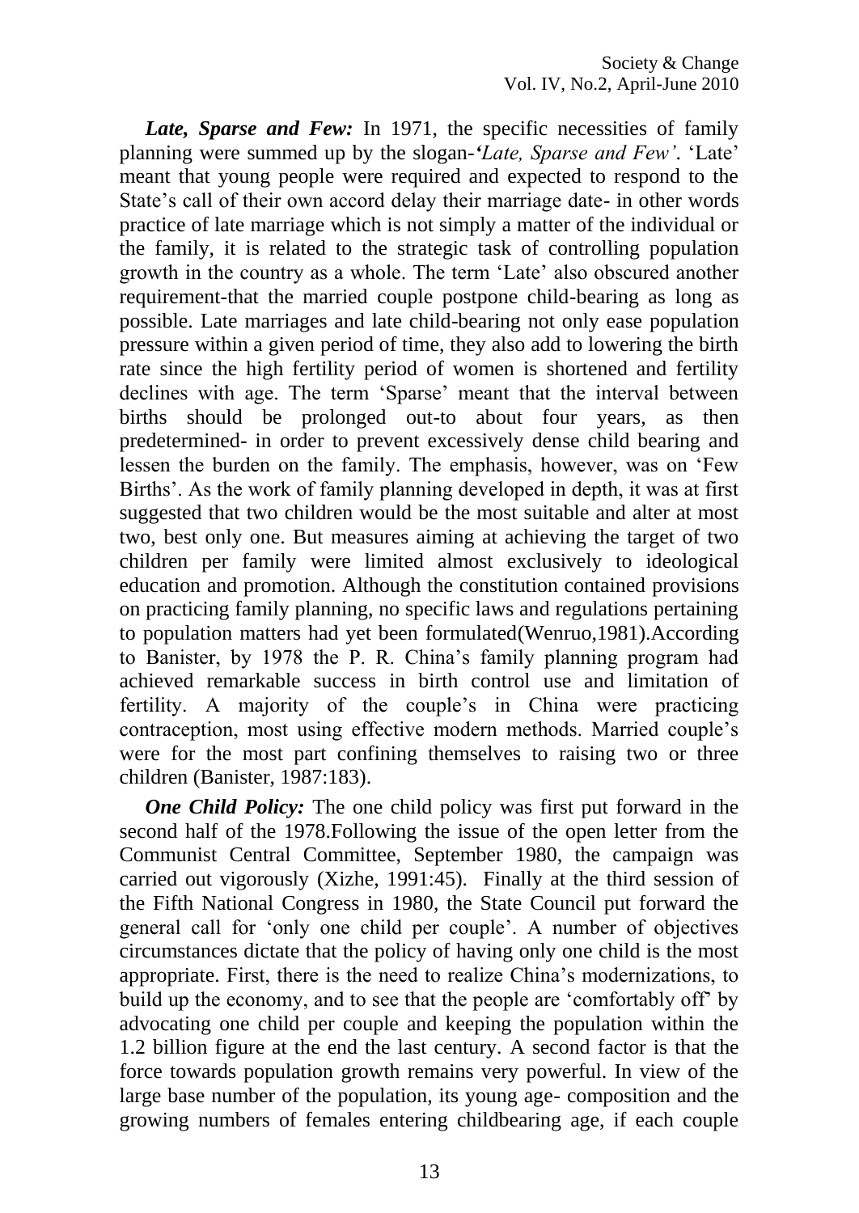***Late, Sparse and Few:*** In 1971, the specific necessities of family planning were summed up by the slogan-*'Late, Sparse and Few'*. 'Late' meant that young people were required and expected to respond to the State's call of their own accord delay their marriage date- in other words practice of late marriage which is not simply a matter of the individual or the family, it is related to the strategic task of controlling population growth in the country as a whole. The term 'Late' also obscured another requirement-that the married couple postpone child-bearing as long as possible. Late marriages and late child-bearing not only ease population pressure within a given period of time, they also add to lowering the birth rate since the high fertility period of women is shortened and fertility declines with age. The term 'Sparse' meant that the interval between births should be prolonged out-to about four years, as then predetermined- in order to prevent excessively dense child bearing and lessen the burden on the family. The emphasis, however, was on 'Few Births'. As the work of family planning developed in depth, it was at first suggested that two children would be the most suitable and alter at most two, best only one. But measures aiming at achieving the target of two children per family were limited almost exclusively to ideological education and promotion. Although the constitution contained provisions on practicing family planning, no specific laws and regulations pertaining to population matters had yet been formulated(Wenruo,1981).According to Banister, by 1978 the P. R. China's family planning program had achieved remarkable success in birth control use and limitation of fertility. A majority of the couple's in China were practicing contraception, most using effective modern methods. Married couple's were for the most part confining themselves to raising two or three children (Banister, 1987:183).

***One Child Policy:*** The one child policy was first put forward in the second half of the 1978.Following the issue of the open letter from the Communist Central Committee, September 1980, the campaign was carried out vigorously (Xizhe, 1991:45). Finally at the third session of the Fifth National Congress in 1980, the State Council put forward the general call for 'only one child per couple'. A number of objectives circumstances dictate that the policy of having only one child is the most appropriate. First, there is the need to realize China's modernizations, to build up the economy, and to see that the people are 'comfortably off' by advocating one child per couple and keeping the population within the 1.2 billion figure at the end the last century. A second factor is that the force towards population growth remains very powerful. In view of the large base number of the population, its young age- composition and the growing numbers of females entering childbearing age, if each couple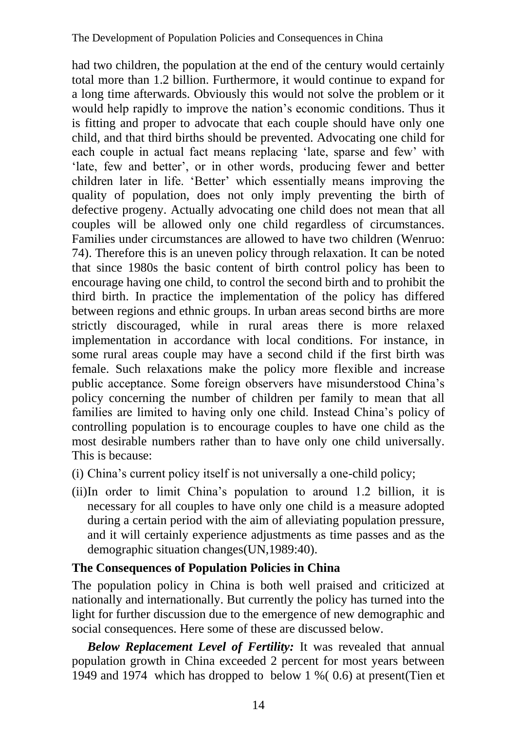had two children, the population at the end of the century would certainly total more than 1.2 billion. Furthermore, it would continue to expand for a long time afterwards. Obviously this would not solve the problem or it would help rapidly to improve the nation's economic conditions. Thus it is fitting and proper to advocate that each couple should have only one child, and that third births should be prevented. Advocating one child for each couple in actual fact means replacing 'late, sparse and few' with 'late, few and better', or in other words, producing fewer and better children later in life. 'Better' which essentially means improving the quality of population, does not only imply preventing the birth of defective progeny. Actually advocating one child does not mean that all couples will be allowed only one child regardless of circumstances. Families under circumstances are allowed to have two children (Wenruo: 74). Therefore this is an uneven policy through relaxation. It can be noted that since 1980s the basic content of birth control policy has been to encourage having one child, to control the second birth and to prohibit the third birth. In practice the implementation of the policy has differed between regions and ethnic groups. In urban areas second births are more strictly discouraged, while in rural areas there is more relaxed implementation in accordance with local conditions. For instance, in some rural areas couple may have a second child if the first birth was female. Such relaxations make the policy more flexible and increase public acceptance. Some foreign observers have misunderstood China's policy concerning the number of children per family to mean that all families are limited to having only one child. Instead China's policy of controlling population is to encourage couples to have one child as the most desirable numbers rather than to have only one child universally. This is because:

(i) China's current policy itself is not universally a one-child policy;

(ii)In order to limit China's population to around 1.2 billion, it is necessary for all couples to have only one child is a measure adopted during a certain period with the aim of alleviating population pressure, and it will certainly experience adjustments as time passes and as the demographic situation changes(UN,1989:40).

## The Consequences of Population Policies in China

The population policy in China is both well praised and criticized at nationally and internationally. But currently the policy has turned into the light for further discussion due to the emergence of new demographic and social consequences. Here some of these are discussed below.

***Below Replacement Level of Fertility:*** It was revealed that annual population growth in China exceeded 2 percent for most years between 1949 and 1974 which has dropped to below 1 %( 0.6) at present(Tien et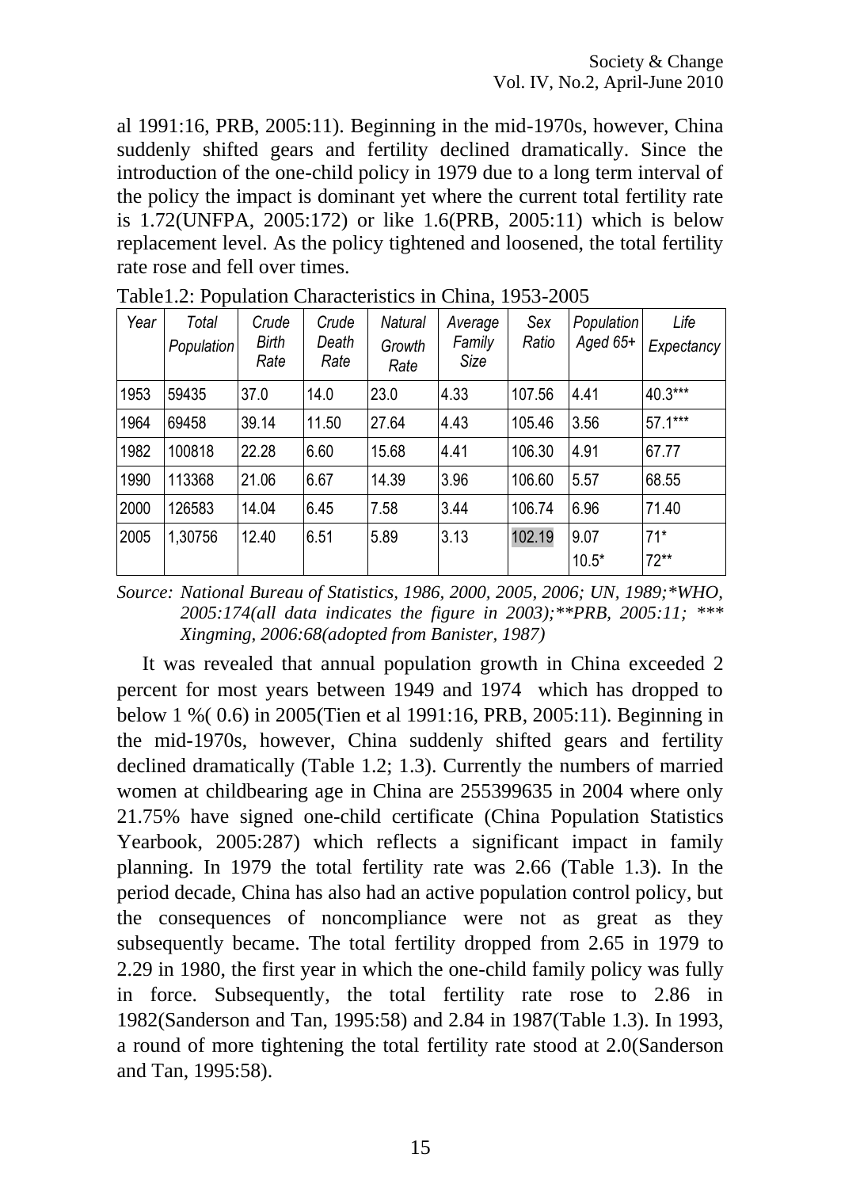al 1991:16, PRB, 2005:11). Beginning in the mid-1970s, however, China suddenly shifted gears and fertility declined dramatically. Since the introduction of the one-child policy in 1979 due to a long term interval of the policy the impact is dominant yet where the current total fertility rate is 1.72(UNFPA, 2005:172) or like 1.6(PRB, 2005:11) which is below replacement level. As the policy tightened and loosened, the total fertility rate rose and fell over times.

Table1.2: Population Characteristics in China, 1953-2005

| Year | Total Population | Crude Birth Rate | Crude Death Rate | Natural Growth Rate | Average Family Size | Sex Ratio | Population Aged 65+ | Life Expectancy |
|---|---|---|---|---|---|---|---|---|
| 1953 | 59435 | 37.0 | 14.0 | 23.0 | 4.33 | 107.56 | 4.41 | 40.3*** |
| 1964 | 69458 | 39.14 | 11.50 | 27.64 | 4.43 | 105.46 | 3.56 | 57.1*** |
| 1982 | 100818 | 22.28 | 6.60 | 15.68 | 4.41 | 106.30 | 4.91 | 67.77 |
| 1990 | 113368 | 21.06 | 6.67 | 14.39 | 3.96 | 106.60 | 5.57 | 68.55 |
| 2000 | 126583 | 14.04 | 6.45 | 7.58 | 3.44 | 106.74 | 6.96 | 71.40 |
| 2005 | 1,30756 | 12.40 | 6.51 | 5.89 | 3.13 | 102.19 | 9.07<br>10.5* | 71*<br>72** |

*Source: National Bureau of Statistics, 1986, 2000, 2005, 2006; UN, 1989;\*WHO, 2005:174(all data indicates the figure in 2003);\*\*PRB, 2005:11; \*\*\* Xingming, 2006:68(adopted from Banister, 1987)*

It was revealed that annual population growth in China exceeded 2 percent for most years between 1949 and 1974 which has dropped to below 1 %( 0.6) in 2005(Tien et al 1991:16, PRB, 2005:11). Beginning in the mid-1970s, however, China suddenly shifted gears and fertility declined dramatically (Table 1.2; 1.3). Currently the numbers of married women at childbearing age in China are 255399635 in 2004 where only 21.75% have signed one-child certificate (China Population Statistics Yearbook, 2005:287) which reflects a significant impact in family planning. In 1979 the total fertility rate was 2.66 (Table 1.3). In the period decade, China has also had an active population control policy, but the consequences of noncompliance were not as great as they subsequently became. The total fertility dropped from 2.65 in 1979 to 2.29 in 1980, the first year in which the one-child family policy was fully in force. Subsequently, the total fertility rate rose to 2.86 in 1982(Sanderson and Tan, 1995:58) and 2.84 in 1987(Table 1.3). In 1993, a round of more tightening the total fertility rate stood at 2.0(Sanderson and Tan, 1995:58).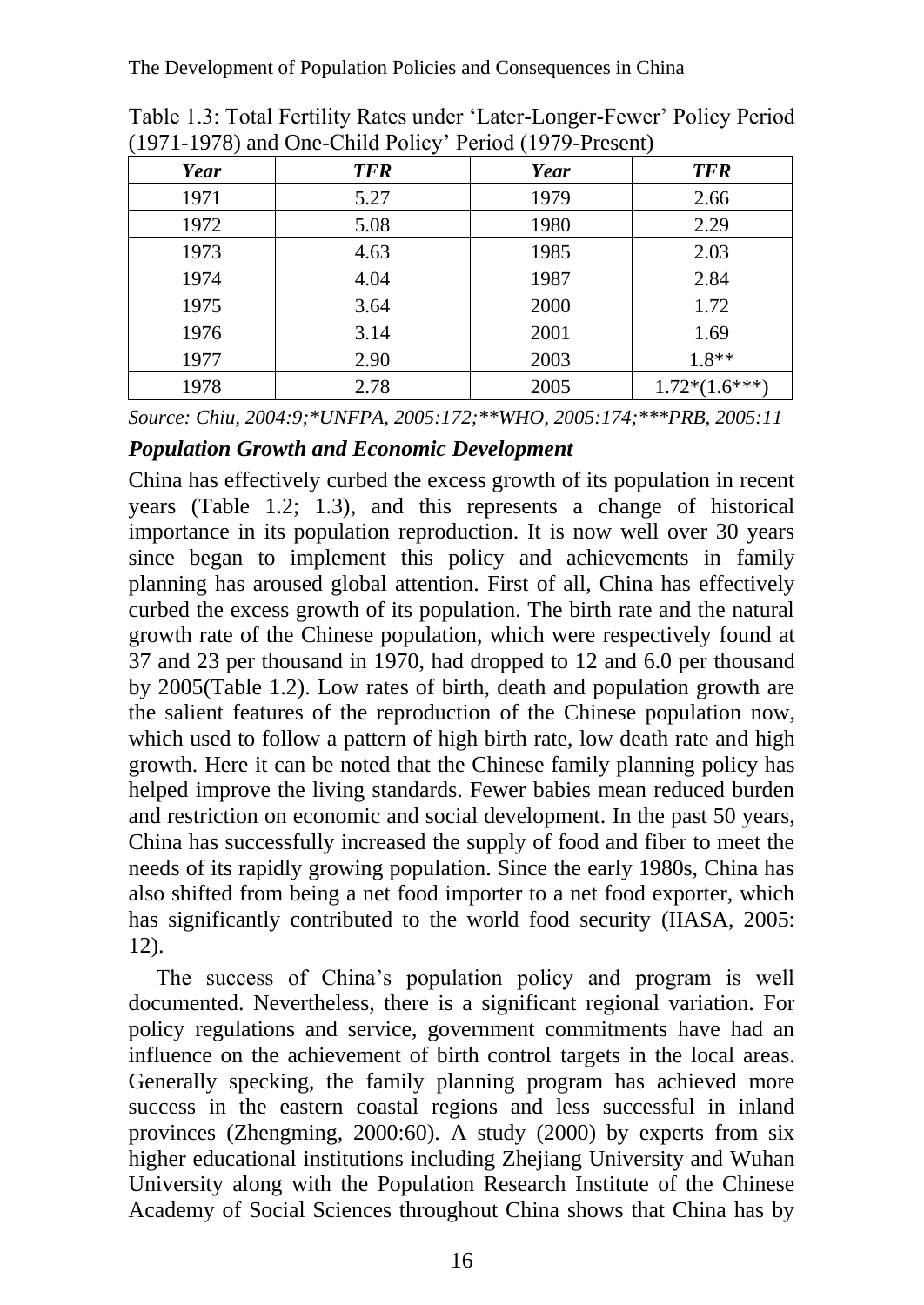Table 1.3: Total Fertility Rates under 'Later-Longer-Fewer' Policy Period (1971-1978) and One-Child Policy' Period (1979-Present)

| *Year* | *TFR* | *Year* | *TFR* |
|---|---|---|---|
| 1971 | 5.27 | 1979 | 2.66 |
| 1972 | 5.08 | 1980 | 2.29 |
| 1973 | 4.63 | 1985 | 2.03 |
| 1974 | 4.04 | 1987 | 2.84 |
| 1975 | 3.64 | 2000 | 1.72 |
| 1976 | 3.14 | 2001 | 1.69 |
| 1977 | 2.90 | 2003 | 1.8** |
| 1978 | 2.78 | 2005 | 1.72*(1.6***) |

*Source: Chiu, 2004:9;*UNFPA, 2005:172;**WHO, 2005:174;***PRB, 2005:11*

### *Population Growth and Economic Development*

China has effectively curbed the excess growth of its population in recent years (Table 1.2; 1.3), and this represents a change of historical importance in its population reproduction. It is now well over 30 years since began to implement this policy and achievements in family planning has aroused global attention. First of all, China has effectively curbed the excess growth of its population. The birth rate and the natural growth rate of the Chinese population, which were respectively found at 37 and 23 per thousand in 1970, had dropped to 12 and 6.0 per thousand by 2005(Table 1.2). Low rates of birth, death and population growth are the salient features of the reproduction of the Chinese population now, which used to follow a pattern of high birth rate, low death rate and high growth. Here it can be noted that the Chinese family planning policy has helped improve the living standards. Fewer babies mean reduced burden and restriction on economic and social development. In the past 50 years, China has successfully increased the supply of food and fiber to meet the needs of its rapidly growing population. Since the early 1980s, China has also shifted from being a net food importer to a net food exporter, which has significantly contributed to the world food security (IIASA, 2005: 12).

The success of China's population policy and program is well documented. Nevertheless, there is a significant regional variation. For policy regulations and service, government commitments have had an influence on the achievement of birth control targets in the local areas. Generally specking, the family planning program has achieved more success in the eastern coastal regions and less successful in inland provinces (Zhengming, 2000:60). A study (2000) by experts from six higher educational institutions including Zhejiang University and Wuhan University along with the Population Research Institute of the Chinese Academy of Social Sciences throughout China shows that China has by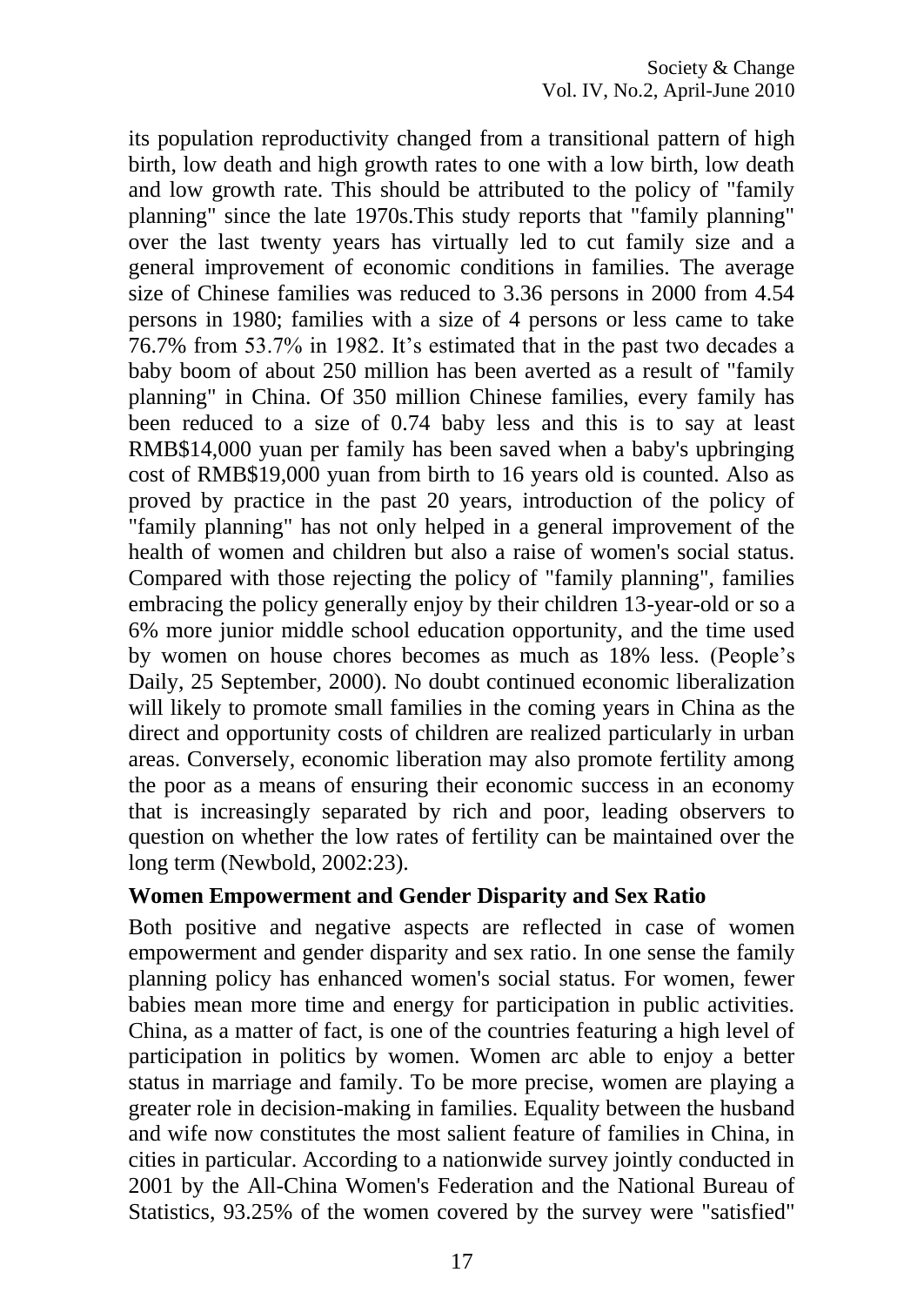its population reproductivity changed from a transitional pattern of high birth, low death and high growth rates to one with a low birth, low death and low growth rate. This should be attributed to the policy of "family planning" since the late 1970s.This study reports that "family planning" over the last twenty years has virtually led to cut family size and a general improvement of economic conditions in families. The average size of Chinese families was reduced to 3.36 persons in 2000 from 4.54 persons in 1980; families with a size of 4 persons or less came to take 76.7% from 53.7% in 1982. It's estimated that in the past two decades a baby boom of about 250 million has been averted as a result of "family planning" in China. Of 350 million Chinese families, every family has been reduced to a size of 0.74 baby less and this is to say at least RMB$14,000 yuan per family has been saved when a baby's upbringing cost of RMB$19,000 yuan from birth to 16 years old is counted. Also as proved by practice in the past 20 years, introduction of the policy of "family planning" has not only helped in a general improvement of the health of women and children but also a raise of women's social status. Compared with those rejecting the policy of "family planning", families embracing the policy generally enjoy by their children 13-year-old or so a 6% more junior middle school education opportunity, and the time used by women on house chores becomes as much as 18% less. (People's Daily, 25 September, 2000). No doubt continued economic liberalization will likely to promote small families in the coming years in China as the direct and opportunity costs of children are realized particularly in urban areas. Conversely, economic liberation may also promote fertility among the poor as a means of ensuring their economic success in an economy that is increasingly separated by rich and poor, leading observers to question on whether the low rates of fertility can be maintained over the long term (Newbold, 2002:23).

## Women Empowerment and Gender Disparity and Sex Ratio

Both positive and negative aspects are reflected in case of women empowerment and gender disparity and sex ratio. In one sense the family planning policy has enhanced women's social status. For women, fewer babies mean more time and energy for participation in public activities. China, as a matter of fact, is one of the countries featuring a high level of participation in politics by women. Women arc able to enjoy a better status in marriage and family. To be more precise, women are playing a greater role in decision-making in families. Equality between the husband and wife now constitutes the most salient feature of families in China, in cities in particular. According to a nationwide survey jointly conducted in 2001 by the All-China Women's Federation and the National Bureau of Statistics, 93.25% of the women covered by the survey were "satisfied"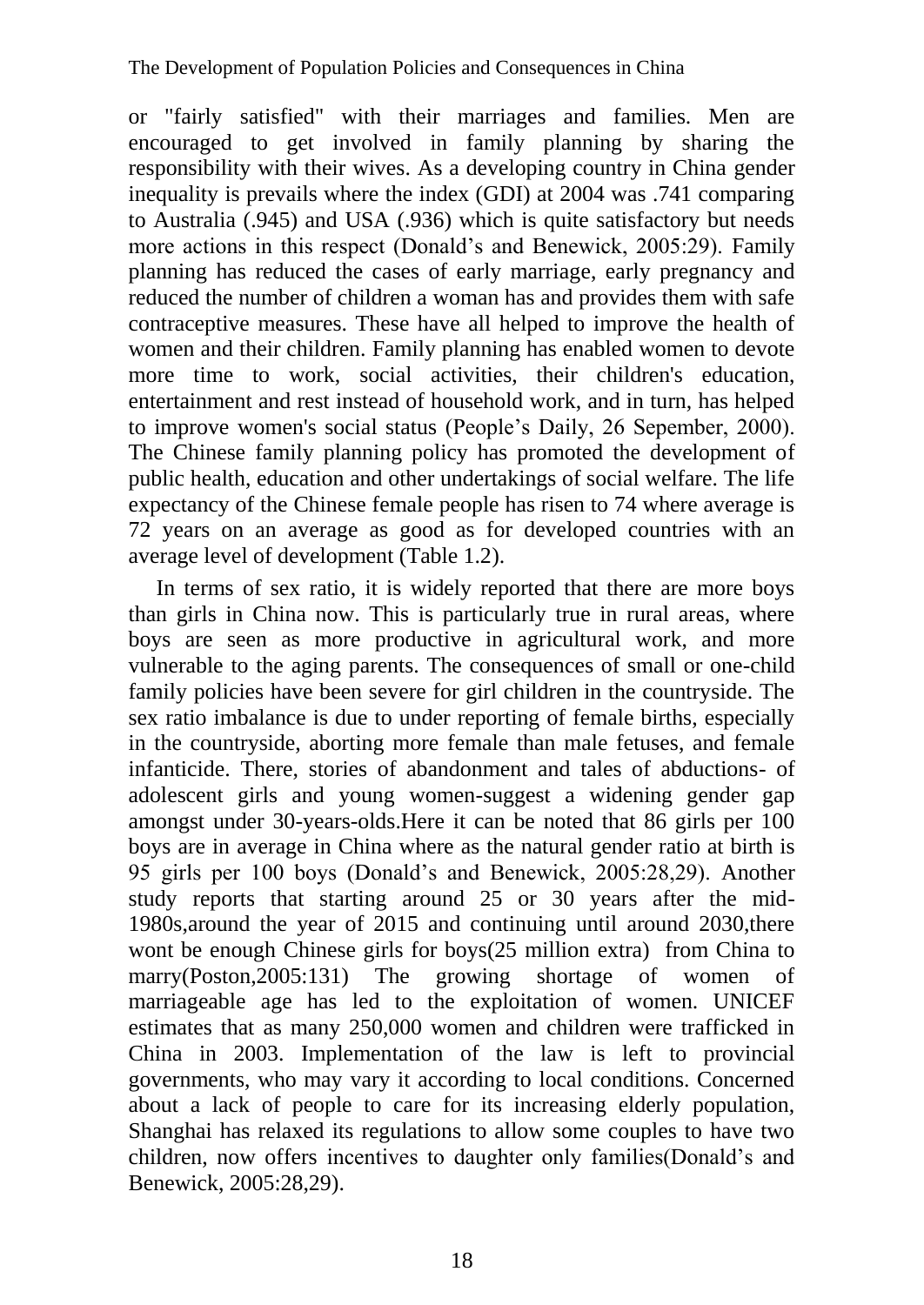or "fairly satisfied" with their marriages and families. Men are encouraged to get involved in family planning by sharing the responsibility with their wives. As a developing country in China gender inequality is prevails where the index (GDI) at 2004 was .741 comparing to Australia (.945) and USA (.936) which is quite satisfactory but needs more actions in this respect (Donald's and Benewick, 2005:29). Family planning has reduced the cases of early marriage, early pregnancy and reduced the number of children a woman has and provides them with safe contraceptive measures. These have all helped to improve the health of women and their children. Family planning has enabled women to devote more time to work, social activities, their children's education, entertainment and rest instead of household work, and in turn, has helped to improve women's social status (People's Daily, 26 Sepember, 2000). The Chinese family planning policy has promoted the development of public health, education and other undertakings of social welfare. The life expectancy of the Chinese female people has risen to 74 where average is 72 years on an average as good as for developed countries with an average level of development (Table 1.2).

In terms of sex ratio, it is widely reported that there are more boys than girls in China now. This is particularly true in rural areas, where boys are seen as more productive in agricultural work, and more vulnerable to the aging parents. The consequences of small or one-child family policies have been severe for girl children in the countryside. The sex ratio imbalance is due to under reporting of female births, especially in the countryside, aborting more female than male fetuses, and female infanticide. There, stories of abandonment and tales of abductions- of adolescent girls and young women-suggest a widening gender gap amongst under 30-years-olds.Here it can be noted that 86 girls per 100 boys are in average in China where as the natural gender ratio at birth is 95 girls per 100 boys (Donald's and Benewick, 2005:28,29). Another study reports that starting around 25 or 30 years after the mid-1980s,around the year of 2015 and continuing until around 2030,there wont be enough Chinese girls for boys(25 million extra) from China to marry(Poston,2005:131) The growing shortage of women of marriageable age has led to the exploitation of women. UNICEF estimates that as many 250,000 women and children were trafficked in China in 2003. Implementation of the law is left to provincial governments, who may vary it according to local conditions. Concerned about a lack of people to care for its increasing elderly population, Shanghai has relaxed its regulations to allow some couples to have two children, now offers incentives to daughter only families(Donald's and Benewick, 2005:28,29).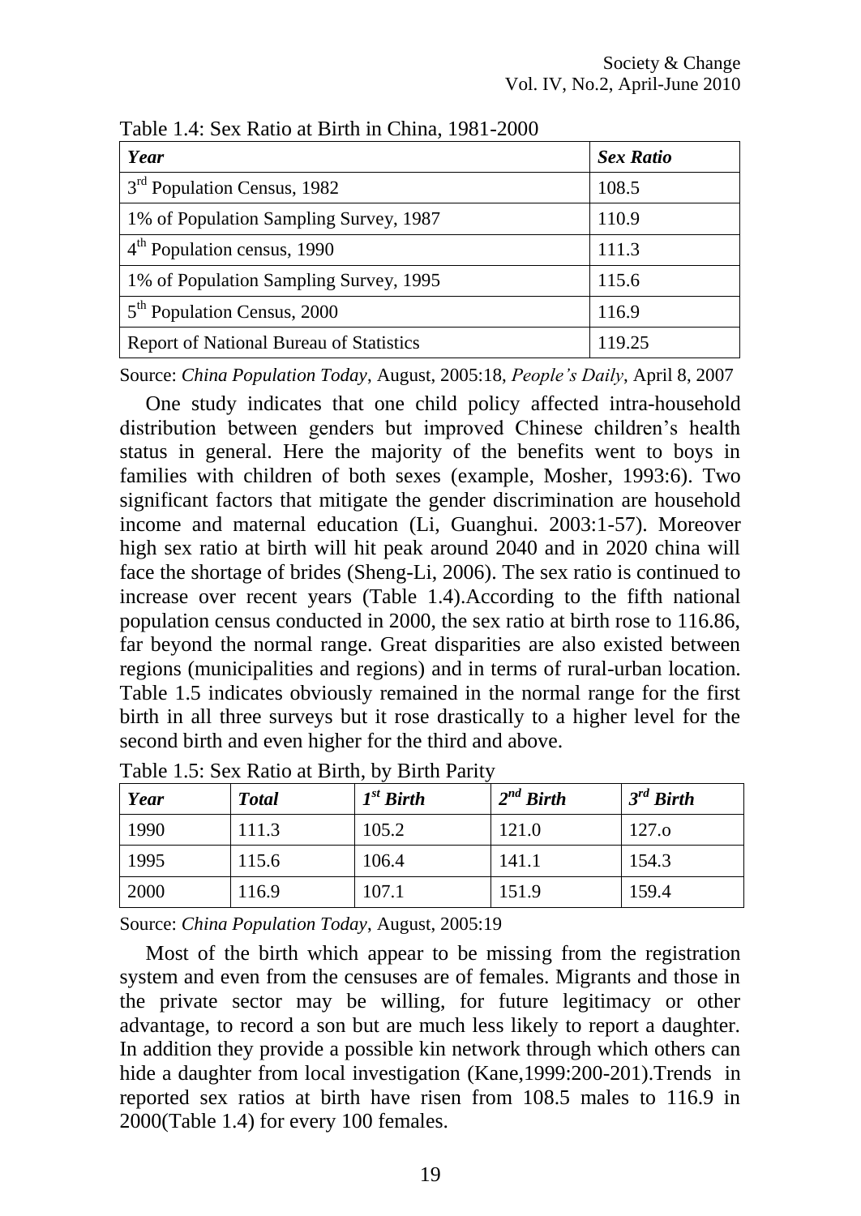Table 1.4: Sex Ratio at Birth in China, 1981-2000

| *Year* | *Sex Ratio* |
|---|---|
| 3rd Population Census, 1982 | 108.5 |
| 1% of Population Sampling Survey, 1987 | 110.9 |
| 4th Population census, 1990 | 111.3 |
| 1% of Population Sampling Survey, 1995 | 115.6 |
| 5th Population Census, 2000 | 116.9 |
| Report of National Bureau of Statistics | 119.25 |

Source: *China Population Today*, August, 2005:18, *People's Daily*, April 8, 2007

One study indicates that one child policy affected intra-household distribution between genders but improved Chinese children's health status in general. Here the majority of the benefits went to boys in families with children of both sexes (example, Mosher, 1993:6). Two significant factors that mitigate the gender discrimination are household income and maternal education (Li, Guanghui. 2003:1-57). Moreover high sex ratio at birth will hit peak around 2040 and in 2020 china will face the shortage of brides (Sheng-Li, 2006). The sex ratio is continued to increase over recent years (Table 1.4).According to the fifth national population census conducted in 2000, the sex ratio at birth rose to 116.86, far beyond the normal range. Great disparities are also existed between regions (municipalities and regions) and in terms of rural-urban location. Table 1.5 indicates obviously remained in the normal range for the first birth in all three surveys but it rose drastically to a higher level for the second birth and even higher for the third and above.

Table 1.5: Sex Ratio at Birth, by Birth Parity

| *Year* | *Total* | *1st Birth* | *2nd Birth* | *3rd Birth* |
|---|---|---|---|---|
| 1990 | 111.3 | 105.2 | 121.0 | 127.o |
| 1995 | 115.6 | 106.4 | 141.1 | 154.3 |
| 2000 | 116.9 | 107.1 | 151.9 | 159.4 |

Source: *China Population Today*, August, 2005:19

Most of the birth which appear to be missing from the registration system and even from the censuses are of females. Migrants and those in the private sector may be willing, for future legitimacy or other advantage, to record a son but are much less likely to report a daughter. In addition they provide a possible kin network through which others can hide a daughter from local investigation (Kane,1999:200-201).Trends in reported sex ratios at birth have risen from 108.5 males to 116.9 in 2000(Table 1.4) for every 100 females.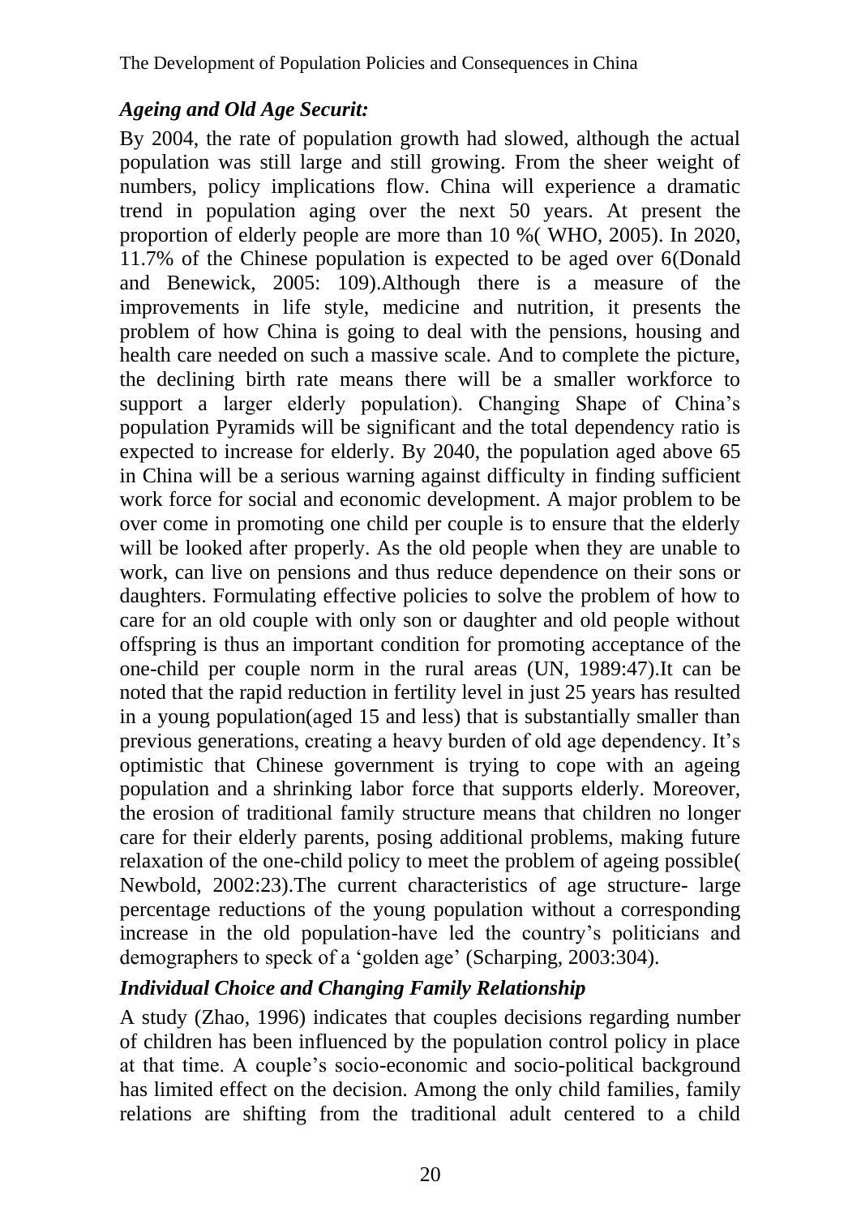### *Ageing and Old Age Securit:*

By 2004, the rate of population growth had slowed, although the actual population was still large and still growing. From the sheer weight of numbers, policy implications flow. China will experience a dramatic trend in population aging over the next 50 years. At present the proportion of elderly people are more than 10 %( WHO, 2005). In 2020, 11.7% of the Chinese population is expected to be aged over 6(Donald and Benewick, 2005: 109).Although there is a measure of the improvements in life style, medicine and nutrition, it presents the problem of how China is going to deal with the pensions, housing and health care needed on such a massive scale. And to complete the picture, the declining birth rate means there will be a smaller workforce to support a larger elderly population). Changing Shape of China's population Pyramids will be significant and the total dependency ratio is expected to increase for elderly. By 2040, the population aged above 65 in China will be a serious warning against difficulty in finding sufficient work force for social and economic development. A major problem to be over come in promoting one child per couple is to ensure that the elderly will be looked after properly. As the old people when they are unable to work, can live on pensions and thus reduce dependence on their sons or daughters. Formulating effective policies to solve the problem of how to care for an old couple with only son or daughter and old people without offspring is thus an important condition for promoting acceptance of the one-child per couple norm in the rural areas (UN, 1989:47).It can be noted that the rapid reduction in fertility level in just 25 years has resulted in a young population(aged 15 and less) that is substantially smaller than previous generations, creating a heavy burden of old age dependency. It's optimistic that Chinese government is trying to cope with an ageing population and a shrinking labor force that supports elderly. Moreover, the erosion of traditional family structure means that children no longer care for their elderly parents, posing additional problems, making future relaxation of the one-child policy to meet the problem of ageing possible( Newbold, 2002:23).The current characteristics of age structure- large percentage reductions of the young population without a corresponding increase in the old population-have led the country's politicians and demographers to speck of a 'golden age' (Scharping, 2003:304).

### *Individual Choice and Changing Family Relationship*

A study (Zhao, 1996) indicates that couples decisions regarding number of children has been influenced by the population control policy in place at that time. A couple's socio-economic and socio-political background has limited effect on the decision. Among the only child families, family relations are shifting from the traditional adult centered to a child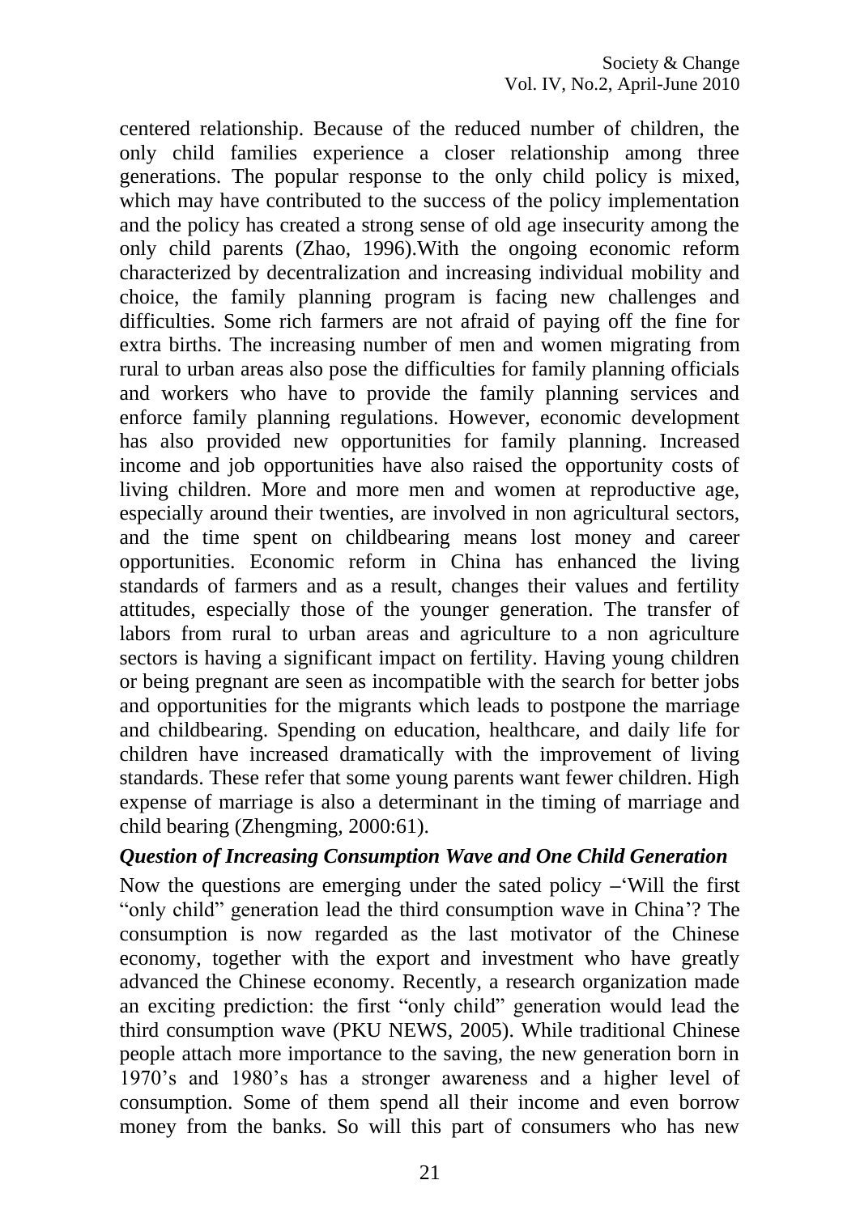centered relationship. Because of the reduced number of children, the only child families experience a closer relationship among three generations. The popular response to the only child policy is mixed, which may have contributed to the success of the policy implementation and the policy has created a strong sense of old age insecurity among the only child parents (Zhao, 1996).With the ongoing economic reform characterized by decentralization and increasing individual mobility and choice, the family planning program is facing new challenges and difficulties. Some rich farmers are not afraid of paying off the fine for extra births. The increasing number of men and women migrating from rural to urban areas also pose the difficulties for family planning officials and workers who have to provide the family planning services and enforce family planning regulations. However, economic development has also provided new opportunities for family planning. Increased income and job opportunities have also raised the opportunity costs of living children. More and more men and women at reproductive age, especially around their twenties, are involved in non agricultural sectors, and the time spent on childbearing means lost money and career opportunities. Economic reform in China has enhanced the living standards of farmers and as a result, changes their values and fertility attitudes, especially those of the younger generation. The transfer of labors from rural to urban areas and agriculture to a non agriculture sectors is having a significant impact on fertility. Having young children or being pregnant are seen as incompatible with the search for better jobs and opportunities for the migrants which leads to postpone the marriage and childbearing. Spending on education, healthcare, and daily life for children have increased dramatically with the improvement of living standards. These refer that some young parents want fewer children. High expense of marriage is also a determinant in the timing of marriage and child bearing (Zhengming, 2000:61).

### *Question of Increasing Consumption Wave and One Child Generation*

Now the questions are emerging under the sated policy –'Will the first "only child" generation lead the third consumption wave in China'? The consumption is now regarded as the last motivator of the Chinese economy, together with the export and investment who have greatly advanced the Chinese economy. Recently, a research organization made an exciting prediction: the first "only child" generation would lead the third consumption wave (PKU NEWS, 2005). While traditional Chinese people attach more importance to the saving, the new generation born in 1970's and 1980's has a stronger awareness and a higher level of consumption. Some of them spend all their income and even borrow money from the banks. So will this part of consumers who has new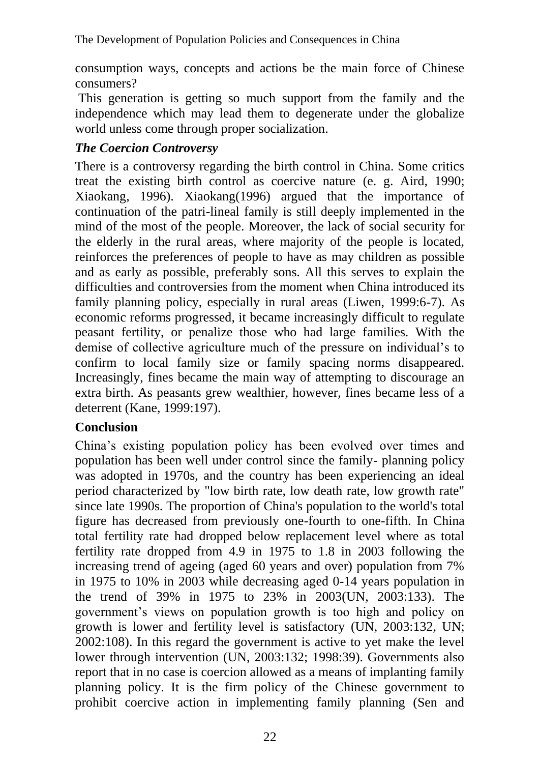consumption ways, concepts and actions be the main force of Chinese consumers?

This generation is getting so much support from the family and the independence which may lead them to degenerate under the globalize world unless come through proper socialization.

### *The Coercion Controversy*

There is a controversy regarding the birth control in China. Some critics treat the existing birth control as coercive nature (e. g. Aird, 1990; Xiaokang, 1996). Xiaokang(1996) argued that the importance of continuation of the patri-lineal family is still deeply implemented in the mind of the most of the people. Moreover, the lack of social security for the elderly in the rural areas, where majority of the people is located, reinforces the preferences of people to have as may children as possible and as early as possible, preferably sons. All this serves to explain the difficulties and controversies from the moment when China introduced its family planning policy, especially in rural areas (Liwen, 1999:6-7). As economic reforms progressed, it became increasingly difficult to regulate peasant fertility, or penalize those who had large families. With the demise of collective agriculture much of the pressure on individual's to confirm to local family size or family spacing norms disappeared. Increasingly, fines became the main way of attempting to discourage an extra birth. As peasants grew wealthier, however, fines became less of a deterrent (Kane, 1999:197).

### **Conclusion**

China's existing population policy has been evolved over times and population has been well under control since the family- planning policy was adopted in 1970s, and the country has been experiencing an ideal period characterized by "low birth rate, low death rate, low growth rate" since late 1990s. The proportion of China's population to the world's total figure has decreased from previously one-fourth to one-fifth. In China total fertility rate had dropped below replacement level where as total fertility rate dropped from 4.9 in 1975 to 1.8 in 2003 following the increasing trend of ageing (aged 60 years and over) population from 7% in 1975 to 10% in 2003 while decreasing aged 0-14 years population in the trend of 39% in 1975 to 23% in 2003(UN, 2003:133). The government's views on population growth is too high and policy on growth is lower and fertility level is satisfactory (UN, 2003:132, UN; 2002:108). In this regard the government is active to yet make the level lower through intervention (UN, 2003:132; 1998:39). Governments also report that in no case is coercion allowed as a means of implanting family planning policy. It is the firm policy of the Chinese government to prohibit coercive action in implementing family planning (Sen and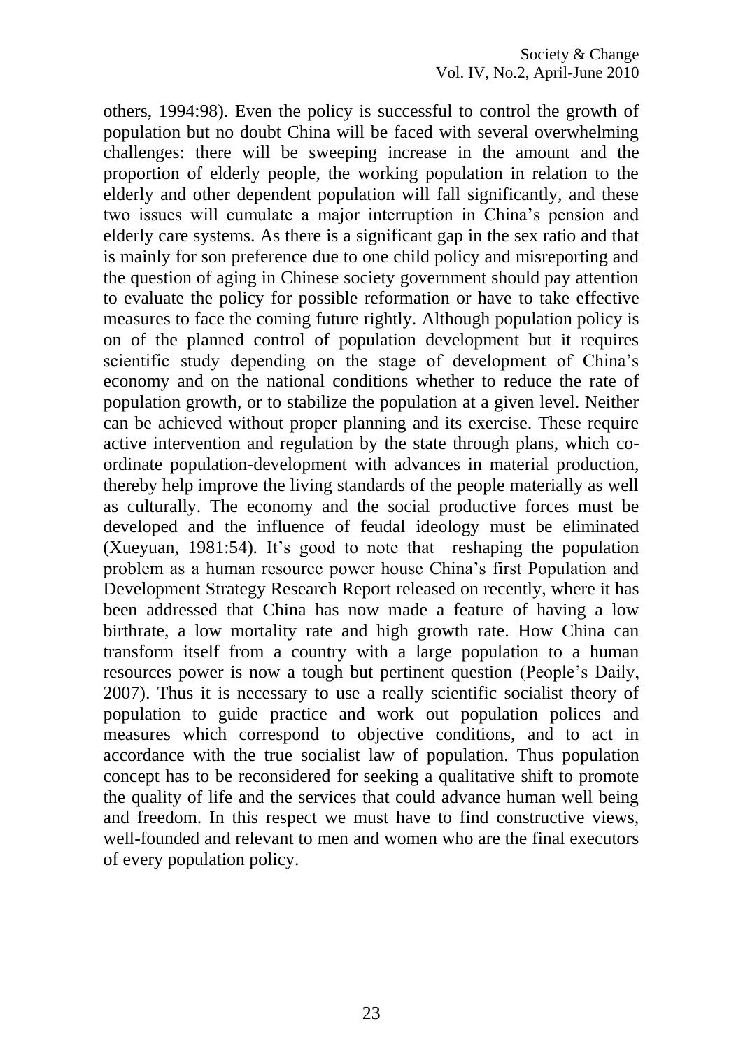others, 1994:98). Even the policy is successful to control the growth of population but no doubt China will be faced with several overwhelming challenges: there will be sweeping increase in the amount and the proportion of elderly people, the working population in relation to the elderly and other dependent population will fall significantly, and these two issues will cumulate a major interruption in China's pension and elderly care systems. As there is a significant gap in the sex ratio and that is mainly for son preference due to one child policy and misreporting and the question of aging in Chinese society government should pay attention to evaluate the policy for possible reformation or have to take effective measures to face the coming future rightly. Although population policy is on of the planned control of population development but it requires scientific study depending on the stage of development of China's economy and on the national conditions whether to reduce the rate of population growth, or to stabilize the population at a given level. Neither can be achieved without proper planning and its exercise. These require active intervention and regulation by the state through plans, which co-ordinate population-development with advances in material production, thereby help improve the living standards of the people materially as well as culturally. The economy and the social productive forces must be developed and the influence of feudal ideology must be eliminated (Xueyuan, 1981:54). It's good to note that reshaping the population problem as a human resource power house China's first Population and Development Strategy Research Report released on recently, where it has been addressed that China has now made a feature of having a low birthrate, a low mortality rate and high growth rate. How China can transform itself from a country with a large population to a human resources power is now a tough but pertinent question (People's Daily, 2007). Thus it is necessary to use a really scientific socialist theory of population to guide practice and work out population polices and measures which correspond to objective conditions, and to act in accordance with the true socialist law of population. Thus population concept has to be reconsidered for seeking a qualitative shift to promote the quality of life and the services that could advance human well being and freedom. In this respect we must have to find constructive views, well-founded and relevant to men and women who are the final executors of every population policy.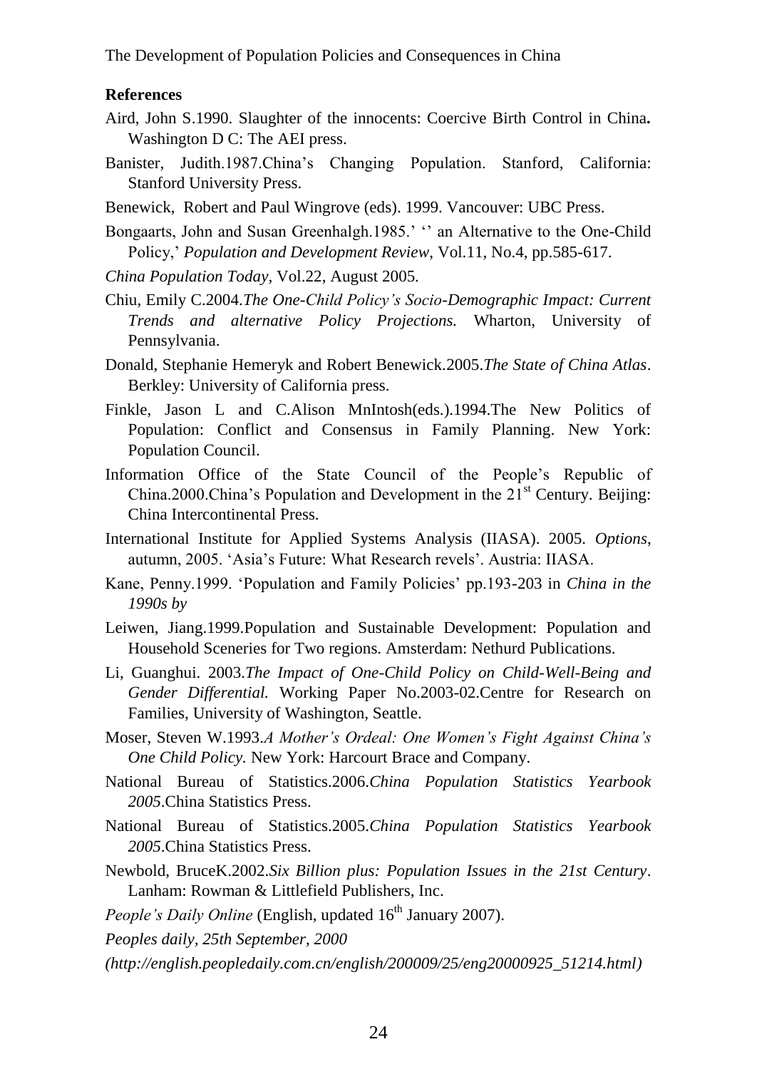## References

Aird, John S.1990. Slaughter of the innocents: Coercive Birth Control in China**.** Washington D C: The AEI press.

Banister, Judith.1987.China's Changing Population. Stanford, California: Stanford University Press.

Benewick, Robert and Paul Wingrove (eds). 1999. Vancouver: UBC Press.

Bongaarts, John and Susan Greenhalgh.1985.' '' an Alternative to the One-Child Policy,' *Population and Development Review*, Vol.11, No.4, pp.585-617.

*China Population Today*, Vol.22, August 2005.

Chiu, Emily C.2004.*The One-Child Policy's Socio-Demographic Impact: Current Trends and alternative Policy Projections.* Wharton, University of Pennsylvania.

Donald, Stephanie Hemeryk and Robert Benewick.2005.*The State of China Atlas*. Berkley: University of California press.

Finkle, Jason L and C.Alison MnIntosh(eds.).1994.The New Politics of Population: Conflict and Consensus in Family Planning. New York: Population Council.

Information Office of the State Council of the People's Republic of China.2000.China's Population and Development in the 21st Century. Beijing: China Intercontinental Press.

International Institute for Applied Systems Analysis (IIASA). 2005. *Options*, autumn, 2005. 'Asia's Future: What Research revels'. Austria: IIASA.

Kane, Penny.1999. 'Population and Family Policies' pp.193-203 in *China in the 1990s by*

Leiwen, Jiang.1999.Population and Sustainable Development: Population and Household Sceneries for Two regions. Amsterdam: Nethurd Publications.

Li, Guanghui. 2003.*The Impact of One-Child Policy on Child-Well-Being and Gender Differential.* Working Paper No.2003-02.Centre for Research on Families, University of Washington, Seattle.

Moser, Steven W.1993.*A Mother's Ordeal: One Women's Fight Against China's One Child Policy.* New York: Harcourt Brace and Company.

National Bureau of Statistics.2006.*China Population Statistics Yearbook 2005*.China Statistics Press.

National Bureau of Statistics.2005.*China Population Statistics Yearbook 2005*.China Statistics Press.

Newbold, BruceK.2002.*Six Billion plus: Population Issues in the 21st Century*. Lanham: Rowman & Littlefield Publishers, Inc.

*People's Daily Online* (English, updated 16th January 2007).

*Peoples daily, 25th September, 2000*

*(http://english.peopledaily.com.cn/english/200009/25/eng20000925_51214.html)*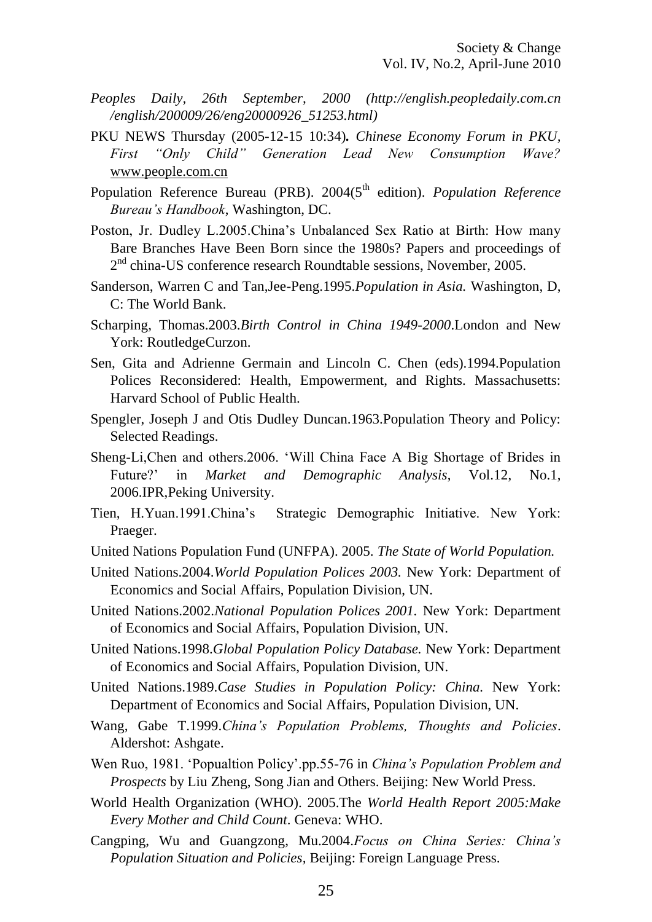*Peoples Daily, 26th September, 2000 (http://english.peopledaily.com.cn /english/200009/26/eng20000926_51253.html)*

PKU NEWS Thursday (2005-12-15 10:34)**.** *Chinese Economy Forum in PKU, First "Only Child" Generation Lead New Consumption Wave?* www.people.com.cn

Population Reference Bureau (PRB). 2004(5th edition). *Population Reference Bureau's Handbook*, Washington, DC.

Poston, Jr. Dudley L.2005.China's Unbalanced Sex Ratio at Birth: How many Bare Branches Have Been Born since the 1980s? Papers and proceedings of 2nd china-US conference research Roundtable sessions, November, 2005.

Sanderson, Warren C and Tan,Jee-Peng.1995.*Population in Asia.* Washington, D, C: The World Bank.

Scharping, Thomas.2003.*Birth Control in China 1949-2000*.London and New York: RoutledgeCurzon.

Sen, Gita and Adrienne Germain and Lincoln C. Chen (eds).1994.Population Polices Reconsidered: Health, Empowerment, and Rights. Massachusetts: Harvard School of Public Health.

Spengler, Joseph J and Otis Dudley Duncan.1963.Population Theory and Policy: Selected Readings.

Sheng-Li,Chen and others.2006. 'Will China Face A Big Shortage of Brides in Future?' in *Market and Demographic Analysis*, Vol.12, No.1, 2006.IPR,Peking University.

Tien, H.Yuan.1991.China's Strategic Demographic Initiative. New York: Praeger.

United Nations Population Fund (UNFPA). 2005. *The State of World Population.*

United Nations.2004.*World Population Polices 2003.* New York: Department of Economics and Social Affairs, Population Division, UN.

United Nations.2002.*National Population Polices 2001.* New York: Department of Economics and Social Affairs, Population Division, UN.

United Nations.1998.*Global Population Policy Database.* New York: Department of Economics and Social Affairs, Population Division, UN.

United Nations.1989.*Case Studies in Population Policy: China.* New York: Department of Economics and Social Affairs, Population Division, UN.

Wang, Gabe T.1999.*China's Population Problems, Thoughts and Policies*. Aldershot: Ashgate.

Wen Ruo, 1981. 'Popualtion Policy'.pp.55-76 in *China's Population Problem and Prospects* by Liu Zheng, Song Jian and Others. Beijing: New World Press.

World Health Organization (WHO). 2005.The *World Health Report 2005:Make Every Mother and Child Count*. Geneva: WHO.

Cangping, Wu and Guangzong, Mu.2004.*Focus on China Series: China's Population Situation and Policies,* Beijing: Foreign Language Press.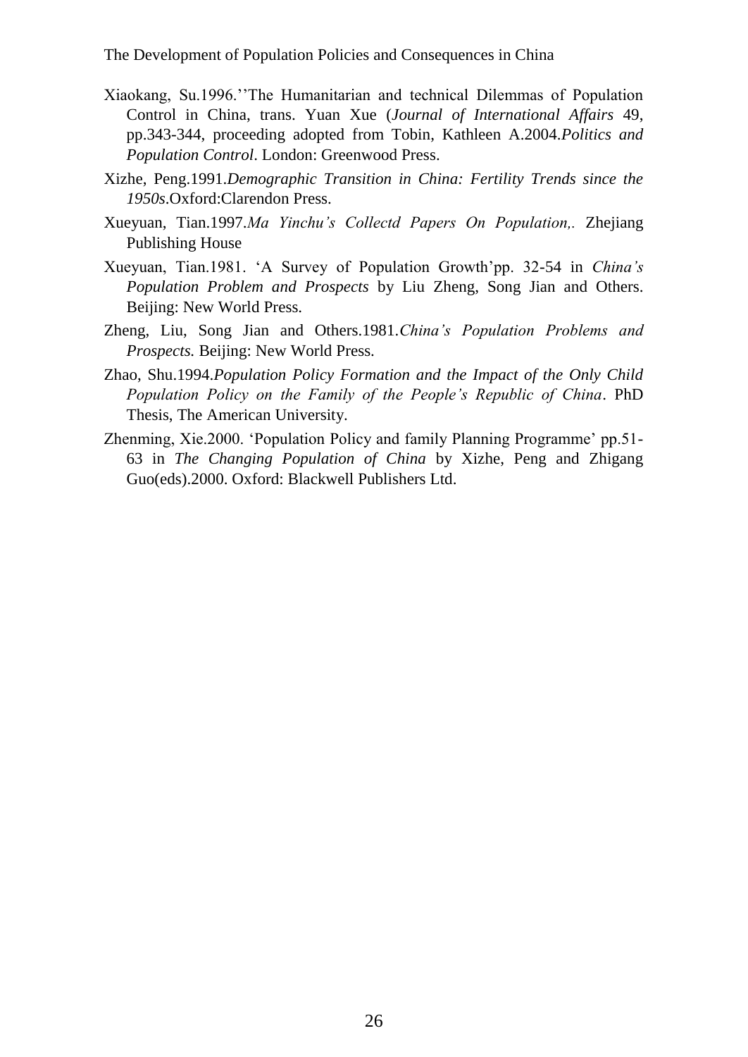Xiaokang, Su.1996.''The Humanitarian and technical Dilemmas of Population Control in China, trans. Yuan Xue (*Journal of International Affairs* 49, pp.343-344, proceeding adopted from Tobin, Kathleen A.2004.*Politics and Population Control*. London: Greenwood Press.

Xizhe, Peng.1991.*Demographic Transition in China: Fertility Trends since the 1950s*.Oxford:Clarendon Press.

Xueyuan, Tian.1997.*Ma Yinchu's Collectd Papers On Population,.* Zhejiang Publishing House

Xueyuan, Tian.1981. 'A Survey of Population Growth'pp. 32-54 in *China's Population Problem and Prospects* by Liu Zheng, Song Jian and Others. Beijing: New World Press.

Zheng, Liu, Song Jian and Others.1981.*China's Population Problems and Prospects.* Beijing: New World Press.

Zhao, Shu.1994.*Population Policy Formation and the Impact of the Only Child Population Policy on the Family of the People's Republic of China*. PhD Thesis, The American University.

Zhenming, Xie.2000. 'Population Policy and family Planning Programme' pp.51-63 in *The Changing Population of China* by Xizhe, Peng and Zhigang Guo(eds).2000. Oxford: Blackwell Publishers Ltd.